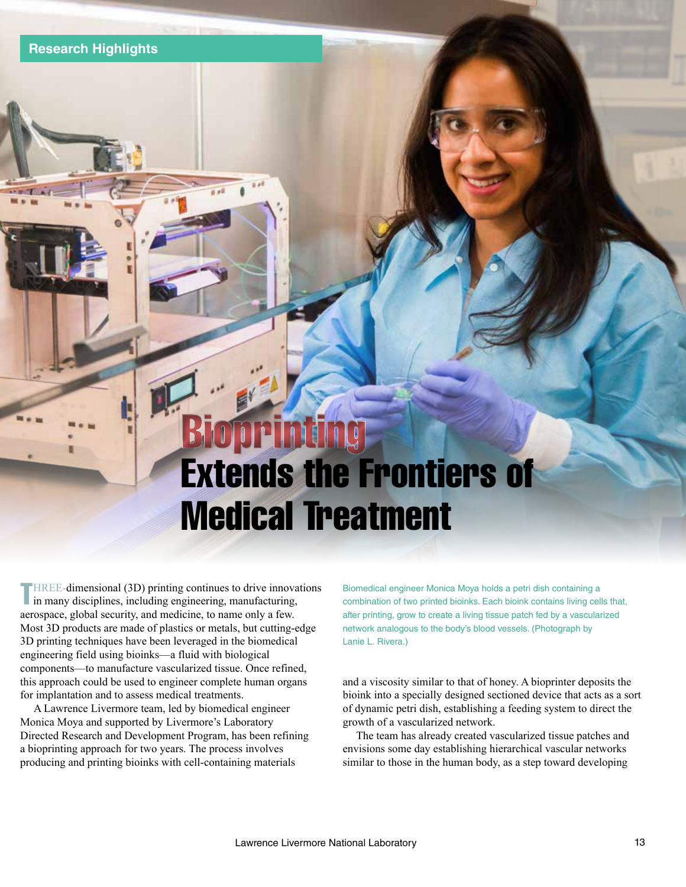Research Highlights

# Bioprinting Extends the Frontiers of Medical Treatment

THREE-dimensional (3D) printing continues to drive innovations in many disciplines, including engineering, manufacturing, aerospace, global security, and medicine, to name only a few. Most 3D products are made of plastics or metals, but cutting-edge 3D printing techniques have been leveraged in the biomedical engineering field using bioinks—a fluid with biological components—to manufacture vascularized tissue. Once refined, this approach could be used to engineer complete human organs for implantation and to assess medical treatments.

A Lawrence Livermore team, led by biomedical engineer Monica Moya and supported by Livermore's Laboratory Directed Research and Development Program, has been refining a bioprinting approach for two years. The process involves producing and printing bioinks with cell-containing materials and a viscosity similar to that of honey. A bioprinter deposits the bioink into a specially designed sectioned device that acts as a sort of dynamic petri dish, establishing a feeding system to direct the growth of a vascularized network.

The team has already created vascularized tissue patches and envisions some day establishing hierarchical vascular networks similar to those in the human body, as a step toward developing

Biomedical engineer Monica Moya holds a petri dish containing a combination of two printed bioinks. Each bioink contains living cells that, after printing, grow to create a living tissue patch fed by a vascularized network analogous to the body's blood vessels. (Photograph by Lanie L. Rivera.)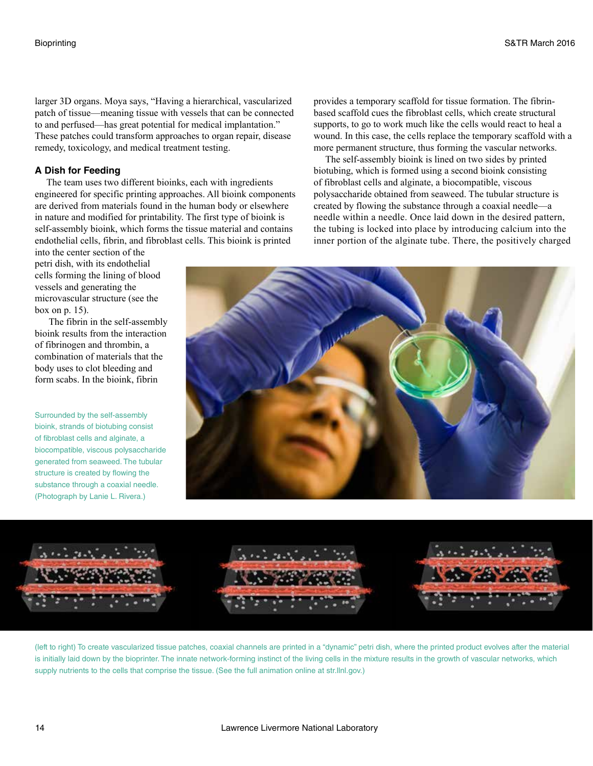larger 3D organs. Moya says, “Having a hierarchical, vascularized patch of tissue—meaning tissue with vessels that can be connected to and perfused—has great potential for medical implantation.” These patches could transform approaches to organ repair, disease remedy, toxicology, and medical treatment testing.

### A Dish for Feeding

The team uses two different bioinks, each with ingredients engineered for specific printing approaches. All bioink components are derived from materials found in the human body or elsewhere in nature and modified for printability. The first type of bioink is self-assembly bioink, which forms the tissue material and contains endothelial cells, fibrin, and fibroblast cells. This bioink is printed into the center section of the petri dish, with its endothelial cells forming the lining of blood vessels and generating the microvascular structure (see the box on p. 15).

The fibrin in the self-assembly bioink results from the interaction of fibrinogen and thrombin, a combination of materials that the body uses to clot bleeding and form scabs. In the bioink, fibrin provides a temporary scaffold for tissue formation. The fibrin-based scaffold cues the fibroblast cells, which create structural supports, to go to work much like the cells would react to heal a wound. In this case, the cells replace the temporary scaffold with a more permanent structure, thus forming the vascular networks.

The self-assembly bioink is lined on two sides by printed biotubing, which is formed using a second bioink consisting of fibroblast cells and alginate, a biocompatible, viscous polysaccharide obtained from seaweed. The tubular structure is created by flowing the substance through a coaxial needle—a needle within a needle. Once laid down in the desired pattern, the tubing is locked into place by introducing calcium into the inner portion of the alginate tube. There, the positively charged

Surrounded by the self-assembly bioink, strands of biotubing consist of fibroblast cells and alginate, a biocompatible, viscous polysaccharide generated from seaweed. The tubular structure is created by flowing the substance through a coaxial needle. (Photograph by Lanie L. Rivera.)

(left to right) To create vascularized tissue patches, coaxial channels are printed in a “dynamic” petri dish, where the printed product evolves after the material is initially laid down by the bioprinter. The innate network-forming instinct of the living cells in the mixture results in the growth of vascular networks, which supply nutrients to the cells that comprise the tissue. (See the full animation online at str.llnl.gov.)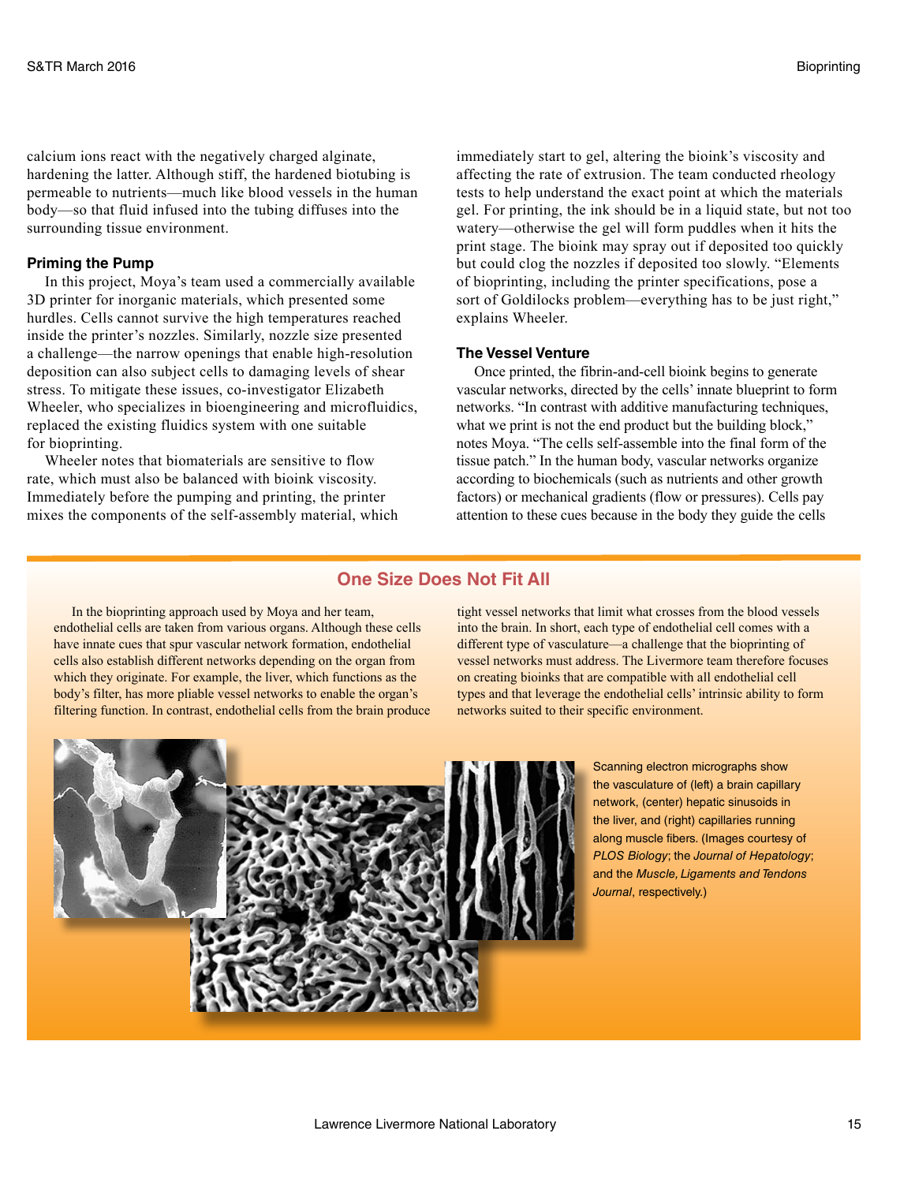calcium ions react with the negatively charged alginate, hardening the latter. Although stiff, the hardened biotubing is permeable to nutrients—much like blood vessels in the human body—so that fluid infused into the tubing diffuses into the surrounding tissue environment.

### Priming the Pump

In this project, Moya's team used a commercially available 3D printer for inorganic materials, which presented some hurdles. Cells cannot survive the high temperatures reached inside the printer's nozzles. Similarly, nozzle size presented a challenge—the narrow openings that enable high-resolution deposition can also subject cells to damaging levels of shear stress. To mitigate these issues, co-investigator Elizabeth Wheeler, who specializes in bioengineering and microfluidics, replaced the existing fluidics system with one suitable for bioprinting.

Wheeler notes that biomaterials are sensitive to flow rate, which must also be balanced with bioink viscosity. Immediately before the pumping and printing, the printer mixes the components of the self-assembly material, which immediately start to gel, altering the bioink's viscosity and affecting the rate of extrusion. The team conducted rheology tests to help understand the exact point at which the materials gel. For printing, the ink should be in a liquid state, but not too watery—otherwise the gel will form puddles when it hits the print stage. The bioink may spray out if deposited too quickly but could clog the nozzles if deposited too slowly. "Elements of bioprinting, including the printer specifications, pose a sort of Goldilocks problem—everything has to be just right," explains Wheeler.

### The Vessel Venture

Once printed, the fibrin-and-cell bioink begins to generate vascular networks, directed by the cells' innate blueprint to form networks. "In contrast with additive manufacturing techniques, what we print is not the end product but the building block," notes Moya. "The cells self-assemble into the final form of the tissue patch." In the human body, vascular networks organize according to biochemicals (such as nutrients and other growth factors) or mechanical gradients (flow or pressures). Cells pay attention to these cues because in the body they guide the cells

## One Size Does Not Fit All

In the bioprinting approach used by Moya and her team, endothelial cells are taken from various organs. Although these cells have innate cues that spur vascular network formation, endothelial cells also establish different networks depending on the organ from which they originate. For example, the liver, which functions as the body's filter, has more pliable vessel networks to enable the organ's filtering function. In contrast, endothelial cells from the brain produce tight vessel networks that limit what crosses from the blood vessels into the brain. In short, each type of endothelial cell comes with a different type of vasculature—a challenge that the bioprinting of vessel networks must address. The Livermore team therefore focuses on creating bioinks that are compatible with all endothelial cell types and that leverage the endothelial cells' intrinsic ability to form networks suited to their specific environment.

Scanning electron micrographs show the vasculature of (left) a brain capillary network, (center) hepatic sinusoids in the liver, and (right) capillaries running along muscle fibers. (Images courtesy of *PLOS Biology*; the *Journal of Hepatology*; and the *Muscle, Ligaments and Tendons Journal*, respectively.)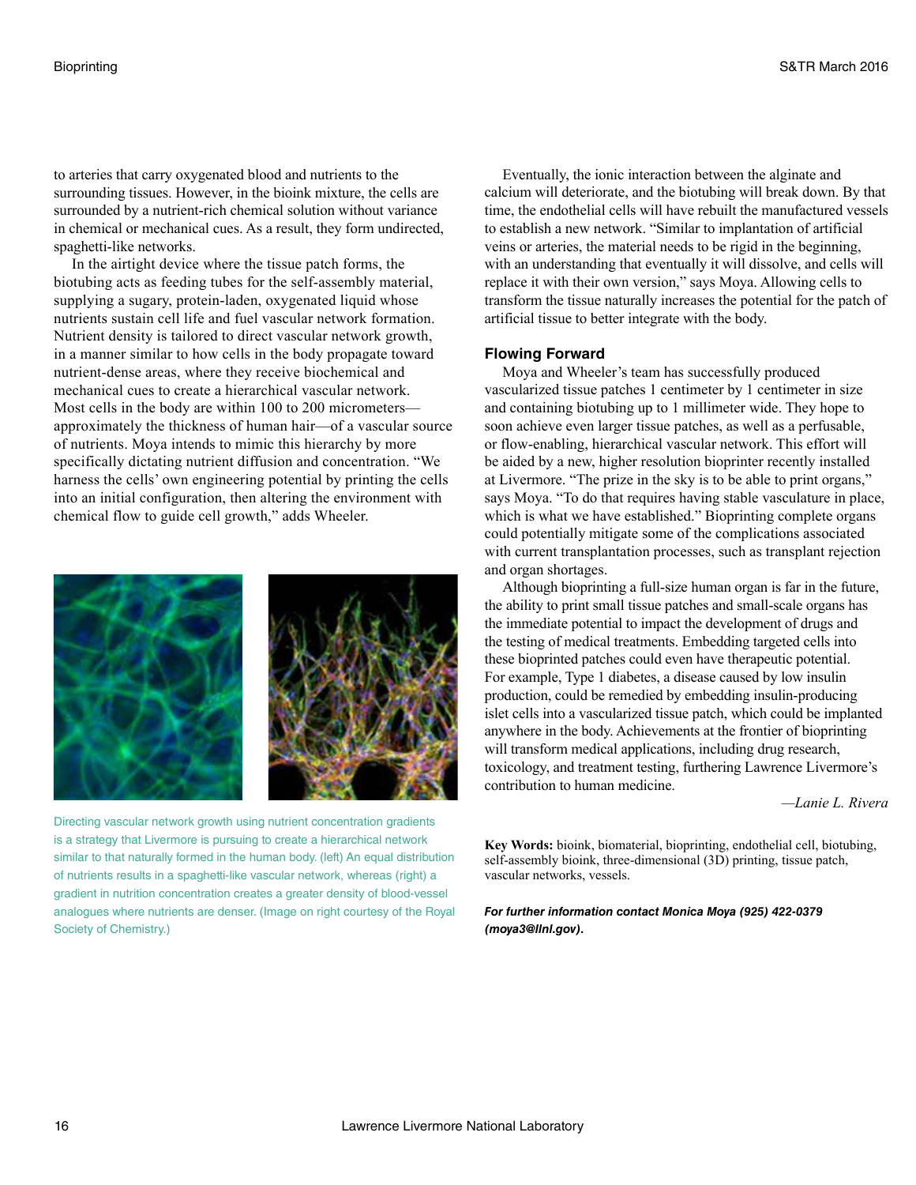to arteries that carry oxygenated blood and nutrients to the surrounding tissues. However, in the bioink mixture, the cells are surrounded by a nutrient-rich chemical solution without variance in chemical or mechanical cues. As a result, they form undirected, spaghetti-like networks.

In the airtight device where the tissue patch forms, the biotubing acts as feeding tubes for the self-assembly material, supplying a sugary, protein-laden, oxygenated liquid whose nutrients sustain cell life and fuel vascular network formation. Nutrient density is tailored to direct vascular network growth, in a manner similar to how cells in the body propagate toward nutrient-dense areas, where they receive biochemical and mechanical cues to create a hierarchical vascular network. Most cells in the body are within 100 to 200 micrometers—approximately the thickness of human hair—of a vascular source of nutrients. Moya intends to mimic this hierarchy by more specifically dictating nutrient diffusion and concentration. "We harness the cells' own engineering potential by printing the cells into an initial configuration, then altering the environment with chemical flow to guide cell growth," adds Wheeler.

Directing vascular network growth using nutrient concentration gradients is a strategy that Livermore is pursuing to create a hierarchical network similar to that naturally formed in the human body. (left) An equal distribution of nutrients results in a spaghetti-like vascular network, whereas (right) a gradient in nutrition concentration creates a greater density of blood-vessel analogues where nutrients are denser. (Image on right courtesy of the Royal Society of Chemistry.)

Eventually, the ionic interaction between the alginate and calcium will deteriorate, and the biotubing will break down. By that time, the endothelial cells will have rebuilt the manufactured vessels to establish a new network. "Similar to implantation of artificial veins or arteries, the material needs to be rigid in the beginning, with an understanding that eventually it will dissolve, and cells will replace it with their own version," says Moya. Allowing cells to transform the tissue naturally increases the potential for the patch of artificial tissue to better integrate with the body.

### Flowing Forward

Moya and Wheeler's team has successfully produced vascularized tissue patches 1 centimeter by 1 centimeter in size and containing biotubing up to 1 millimeter wide. They hope to soon achieve even larger tissue patches, as well as a perfusable, or flow-enabling, hierarchical vascular network. This effort will be aided by a new, higher resolution bioprinter recently installed at Livermore. "The prize in the sky is to be able to print organs," says Moya. "To do that requires having stable vasculature in place, which is what we have established." Bioprinting complete organs could potentially mitigate some of the complications associated with current transplantation processes, such as transplant rejection and organ shortages.

Although bioprinting a full-size human organ is far in the future, the ability to print small tissue patches and small-scale organs has the immediate potential to impact the development of drugs and the testing of medical treatments. Embedding targeted cells into these bioprinted patches could even have therapeutic potential. For example, Type 1 diabetes, a disease caused by low insulin production, could be remedied by embedding insulin-producing islet cells into a vascularized tissue patch, which could be implanted anywhere in the body. Achievements at the frontier of bioprinting will transform medical applications, including drug research, toxicology, and treatment testing, furthering Lawrence Livermore's contribution to human medicine.

*—Lanie L. Rivera*

**Key Words:** bioink, biomaterial, bioprinting, endothelial cell, biotubing, self-assembly bioink, three-dimensional (3D) printing, tissue patch, vascular networks, vessels.

***For further information contact Monica Moya (925) 422-0379 (moya3@llnl.gov).***